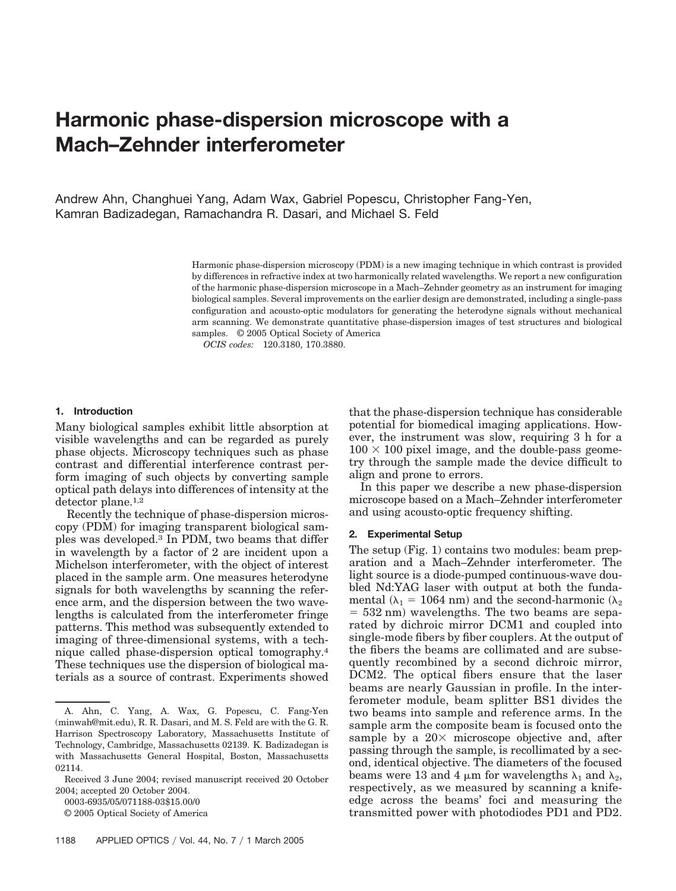# Harmonic phase-dispersion microscope with a Mach–Zehnder interferometer

Andrew Ahn, Changhuei Yang, Adam Wax, Gabriel Popescu, Christopher Fang-Yen, Kamran Badizadegan, Ramachandra R. Dasari, and Michael S. Feld

Harmonic phase-dispersion microscopy (PDM) is a new imaging technique in which contrast is provided by differences in refractive index at two harmonically related wavelengths. We report a new configuration of the harmonic phase-dispersion microscope in a Mach–Zehnder geometry as an instrument for imaging biological samples. Several improvements on the earlier design are demonstrated, including a single-pass configuration and acousto-optic modulators for generating the heterodyne signals without mechanical arm scanning. We demonstrate quantitative phase-dispersion images of test structures and biological samples. © 2005 Optical Society of America

*OCIS codes:* 120.3180, 170.3880.

## 1. Introduction

Many biological samples exhibit little absorption at visible wavelengths and can be regarded as purely phase objects. Microscopy techniques such as phase contrast and differential interference contrast perform imaging of such objects by converting sample optical path delays into differences of intensity at the detector plane.[1,2]

Recently the technique of phase-dispersion microscopy (PDM) for imaging transparent biological samples was developed.[3] In PDM, two beams that differ in wavelength by a factor of 2 are incident upon a Michelson interferometer, with the object of interest placed in the sample arm. One measures heterodyne signals for both wavelengths by scanning the reference arm, and the dispersion between the two wavelengths is calculated from the interferometer fringe patterns. This method was subsequently extended to imaging of three-dimensional systems, with a technique called phase-dispersion optical tomography.[4] These techniques use the dispersion of biological materials as a source of contrast. Experiments showed that the phase-dispersion technique has considerable potential for biomedical imaging applications. However, the instrument was slow, requiring 3 h for a $100 \times 100$ pixel image, and the double-pass geometry through the sample made the device difficult to align and prone to errors.

In this paper we describe a new phase-dispersion microscope based on a Mach–Zehnder interferometer and using acousto-optic frequency shifting.

## 2. Experimental Setup

The setup (Fig. 1) contains two modules: beam preparation and a Mach–Zehnder interferometer. The light source is a diode-pumped continuous-wave doubled Nd:YAG laser with output at both the fundamental ($\lambda_1 = 1064$ nm) and the second-harmonic ($\lambda_2 = 532$ nm) wavelengths. The two beams are separated by dichroic mirror DCM1 and coupled into single-mode fibers by fiber couplers. At the output of the fibers the beams are collimated and are subsequently recombined by a second dichroic mirror, DCM2. The optical fibers ensure that the laser beams are nearly Gaussian in profile. In the interferometer module, beam splitter BS1 divides the two beams into sample and reference arms. In the sample arm the composite beam is focused onto the sample by a $20\times$ microscope objective and, after passing through the sample, is recollimated by a second, identical objective. The diameters of the focused beams were 13 and 4 μm for wavelengths $\lambda_1$ and $\lambda_2$, respectively, as we measured by scanning a knife-edge across the beams' foci and measuring the transmitted power with photodiodes PD1 and PD2.

A. Ahn, C. Yang, A. Wax, G. Popescu, C. Fang-Yen (minwah@mit.edu), R. R. Dasari, and M. S. Feld are with the G. R. Harrison Spectroscopy Laboratory, Massachusetts Institute of Technology, Cambridge, Massachusetts 02139. K. Badizadegan is with Massachusetts General Hospital, Boston, Massachusetts 02114.

Received 3 June 2004; revised manuscript received 20 October 2004; accepted 20 October 2004.

0003-6935/05/071188-03$15.00/0

© 2005 Optical Society of America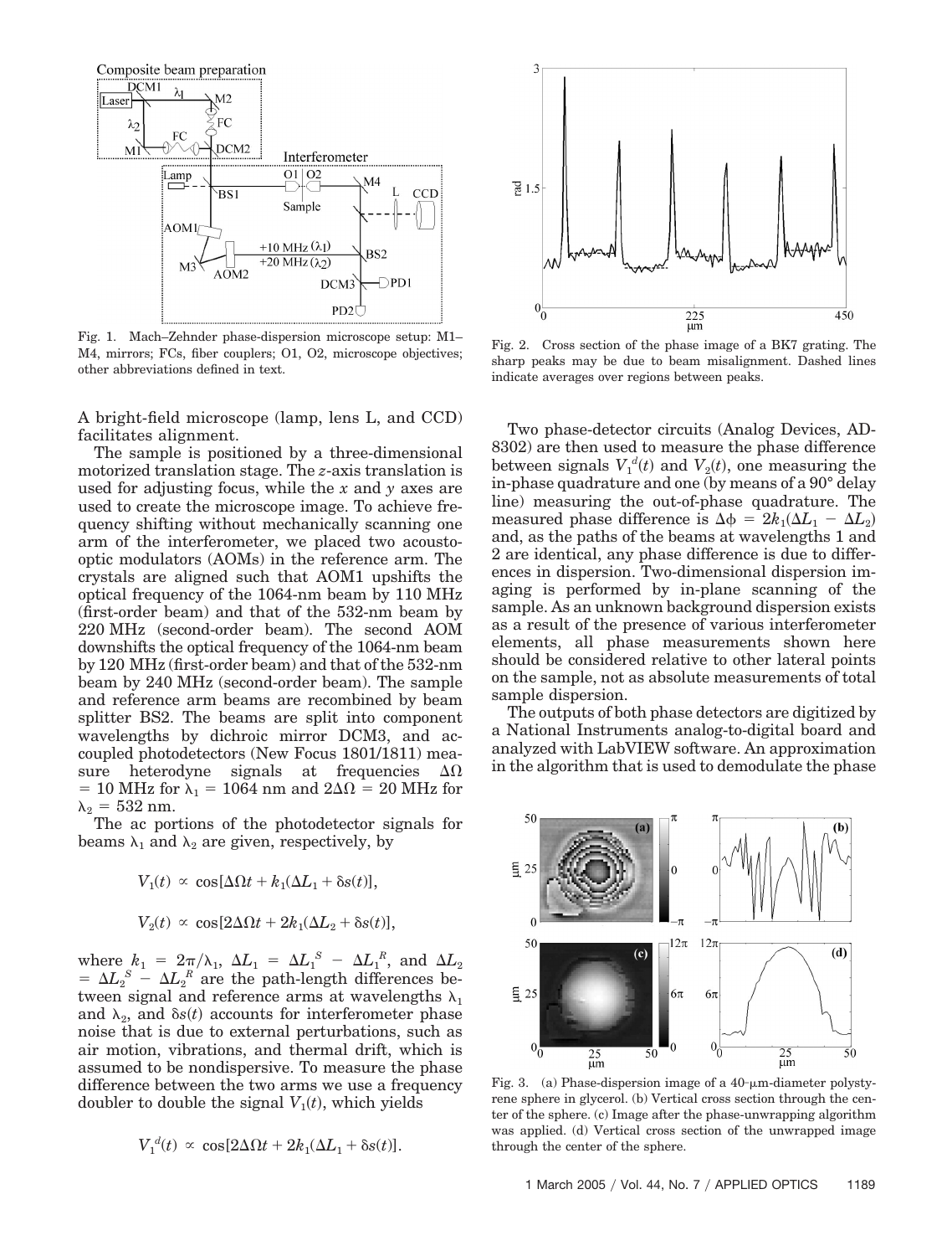Fig. 1. Mach–Zehnder phase-dispersion microscope setup: M1–M4, mirrors; FCs, fiber couplers; O1, O2, microscope objectives; other abbreviations defined in text.

A bright-field microscope (lamp, lens L, and CCD) facilitates alignment.

The sample is positioned by a three-dimensional motorized translation stage. The *z*-axis translation is used for adjusting focus, while the *x* and *y* axes are used to create the microscope image. To achieve frequency shifting without mechanically scanning one arm of the interferometer, we placed two acousto-optic modulators (AOMs) in the reference arm. The crystals are aligned such that AOM1 upshifts the optical frequency of the 1064-nm beam by 110 MHz (first-order beam) and that of the 532-nm beam by 220 MHz (second-order beam). The second AOM downshifts the optical frequency of the 1064-nm beam by 120 MHz (first-order beam) and that of the 532-nm beam by 240 MHz (second-order beam). The sample and reference arm beams are recombined by beam splitter BS2. The beams are split into component wavelengths by dichroic mirror DCM3, and ac-coupled photodetectors (New Focus 1801/1811) measure heterodyne signals at frequencies $\Delta\Omega = 10$ MHz for $\lambda_1 = 1064$ nm and $2\Delta\Omega = 20$ MHz for $\lambda_2 = 532$ nm.

The ac portions of the photodetector signals for beams $\lambda_1$ and $\lambda_2$ are given, respectively, by

$$V_1(t) \propto \cos[\Delta\Omega t + k_1(\Delta L_1 + \delta s(t)],$$

$$V_2(t) \propto \cos[2\Delta\Omega t + 2k_1(\Delta L_2 + \delta s(t)],$$

where $k_1 = 2\pi/\lambda_1$, $\Delta L_1 = \Delta L_1^{\,S} - \Delta L_1^{\,R}$, and $\Delta L_2 = \Delta L_2^{\,S} - \Delta L_2^{\,R}$ are the path-length differences between signal and reference arms at wavelengths $\lambda_1$ and $\lambda_2$, and $\delta s(t)$ accounts for interferometer phase noise that is due to external perturbations, such as air motion, vibrations, and thermal drift, which is assumed to be nondispersive. To measure the phase difference between the two arms we use a frequency doubler to double the signal $V_1(t)$, which yields

$$V_1^{\,d}(t) \propto \cos[2\Delta\Omega t + 2k_1(\Delta L_1 + \delta s(t)].$$

Fig. 2. Cross section of the phase image of a BK7 grating. The sharp peaks may be due to beam misalignment. Dashed lines indicate averages over regions between peaks.

Two phase-detector circuits (Analog Devices, AD-8302) are then used to measure the phase difference between signals $V_1^{\,d}(t)$ and $V_2(t)$, one measuring the in-phase quadrature and one (by means of a 90° delay line) measuring the out-of-phase quadrature. The measured phase difference is $\Delta\phi = 2k_1(\Delta L_1 - \Delta L_2)$ and, as the paths of the beams at wavelengths 1 and 2 are identical, any phase difference is due to differences in dispersion. Two-dimensional dispersion imaging is performed by in-plane scanning of the sample. As an unknown background dispersion exists as a result of the presence of various interferometer elements, all phase measurements shown here should be considered relative to other lateral points on the sample, not as absolute measurements of total sample dispersion.

The outputs of both phase detectors are digitized by a National Instruments analog-to-digital board and analyzed with LabVIEW software. An approximation in the algorithm that is used to demodulate the phase

Fig. 3. (a) Phase-dispersion image of a 40-μm-diameter polystyrene sphere in glycerol. (b) Vertical cross section through the center of the sphere. (c) Image after the phase-unwrapping algorithm was applied. (d) Vertical cross section of the unwrapped image through the center of the sphere.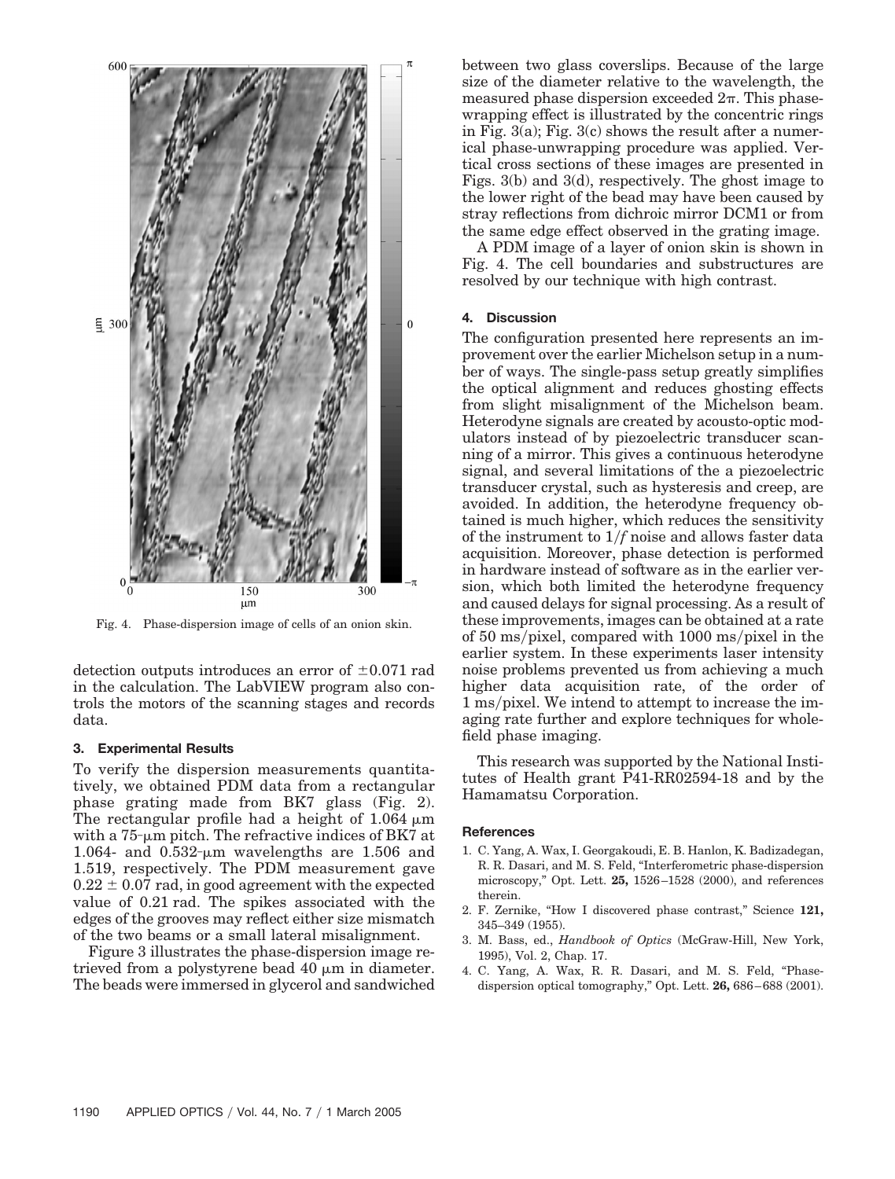600

μm 300

0

0 150 300

μm

π

0

−π

Fig. 4. Phase-dispersion image of cells of an onion skin.

detection outputs introduces an error of $\pm 0.071$ rad in the calculation. The LabVIEW program also controls the motors of the scanning stages and records data.

### 3. Experimental Results

To verify the dispersion measurements quantitatively, we obtained PDM data from a rectangular phase grating made from BK7 glass (Fig. 2). The rectangular profile had a height of 1.064 μm with a 75-μm pitch. The refractive indices of BK7 at 1.064- and 0.532-μm wavelengths are 1.506 and 1.519, respectively. The PDM measurement gave $0.22 \pm 0.07$ rad, in good agreement with the expected value of 0.21 rad. The spikes associated with the edges of the grooves may reflect either size mismatch of the two beams or a small lateral misalignment.

Figure 3 illustrates the phase-dispersion image retrieved from a polystyrene bead 40 μm in diameter. The beads were immersed in glycerol and sandwiched between two glass coverslips. Because of the large size of the diameter relative to the wavelength, the measured phase dispersion exceeded $2\pi$. This phase-wrapping effect is illustrated by the concentric rings in Fig. 3(a); Fig. 3(c) shows the result after a numerical phase-unwrapping procedure was applied. Vertical cross sections of these images are presented in Figs. 3(b) and 3(d), respectively. The ghost image to the lower right of the bead may have been caused by stray reflections from dichroic mirror DCM1 or from the same edge effect observed in the grating image.

A PDM image of a layer of onion skin is shown in Fig. 4. The cell boundaries and substructures are resolved by our technique with high contrast.

### 4. Discussion

The configuration presented here represents an improvement over the earlier Michelson setup in a number of ways. The single-pass setup greatly simplifies the optical alignment and reduces ghosting effects from slight misalignment of the Michelson beam. Heterodyne signals are created by acousto-optic modulators instead of by piezoelectric transducer scanning of a mirror. This gives a continuous heterodyne signal, and several limitations of the a piezoelectric transducer crystal, such as hysteresis and creep, are avoided. In addition, the heterodyne frequency obtained is much higher, which reduces the sensitivity of the instrument to $1/f$ noise and allows faster data acquisition. Moreover, phase detection is performed in hardware instead of software as in the earlier version, which both limited the heterodyne frequency and caused delays for signal processing. As a result of these improvements, images can be obtained at a rate of 50 ms/pixel, compared with 1000 ms/pixel in the earlier system. In these experiments laser intensity noise problems prevented us from achieving a much higher data acquisition rate, of the order of 1 ms/pixel. We intend to attempt to increase the imaging rate further and explore techniques for whole-field phase imaging.

This research was supported by the National Institutes of Health grant P41-RR02594-18 and by the Hamamatsu Corporation.

### References

1. C. Yang, A. Wax, I. Georgakoudi, E. B. Hanlon, K. Badizadegan, R. R. Dasari, and M. S. Feld, "Interferometric phase-dispersion microscopy," Opt. Lett. **25,** 1526–1528 (2000), and references therein.
2. F. Zernike, "How I discovered phase contrast," Science **121,** 345–349 (1955).
3. M. Bass, ed., *Handbook of Optics* (McGraw-Hill, New York, 1995), Vol. 2, Chap. 17.
4. C. Yang, A. Wax, R. R. Dasari, and M. S. Feld, "Phase-dispersion optical tomography," Opt. Lett. **26,** 686–688 (2001).